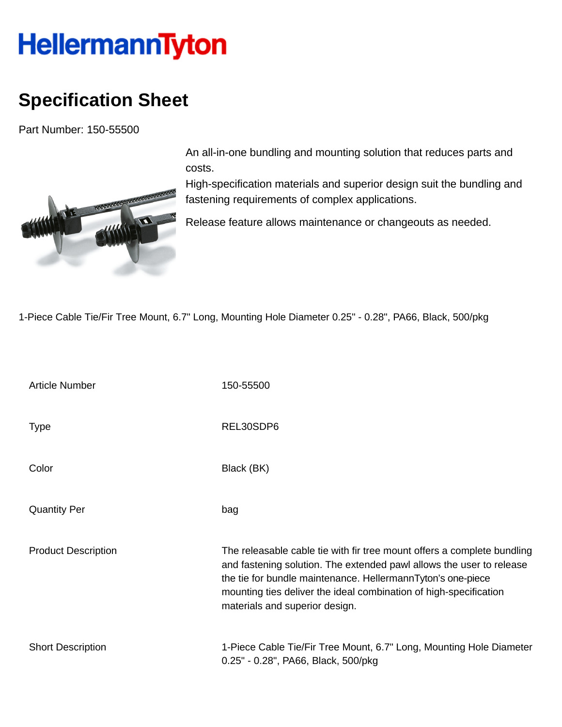HellermannTyton

# Specification Sheet

Part Number: 150-55500

An all-in-one bundling and mounting solution that reduces parts and costs.
High-specification materials and superior design suit the bundling and fastening requirements of complex applications.

Release feature allows maintenance or changeouts as needed.

1-Piece Cable Tie/Fir Tree Mount, 6.7" Long, Mounting Hole Diameter 0.25" - 0.28", PA66, Black, 500/pkg

| | |
|---|---|
| Article Number | 150-55500 |
| Type | REL30SDP6 |
| Color | Black (BK) |
| Quantity Per | bag |
| Product Description | The releasable cable tie with fir tree mount offers a complete bundling and fastening solution. The extended pawl allows the user to release the tie for bundle maintenance. HellermannTyton's one-piece mounting ties deliver the ideal combination of high-specification materials and superior design. |
| Short Description | 1-Piece Cable Tie/Fir Tree Mount, 6.7" Long, Mounting Hole Diameter 0.25" - 0.28", PA66, Black, 500/pkg |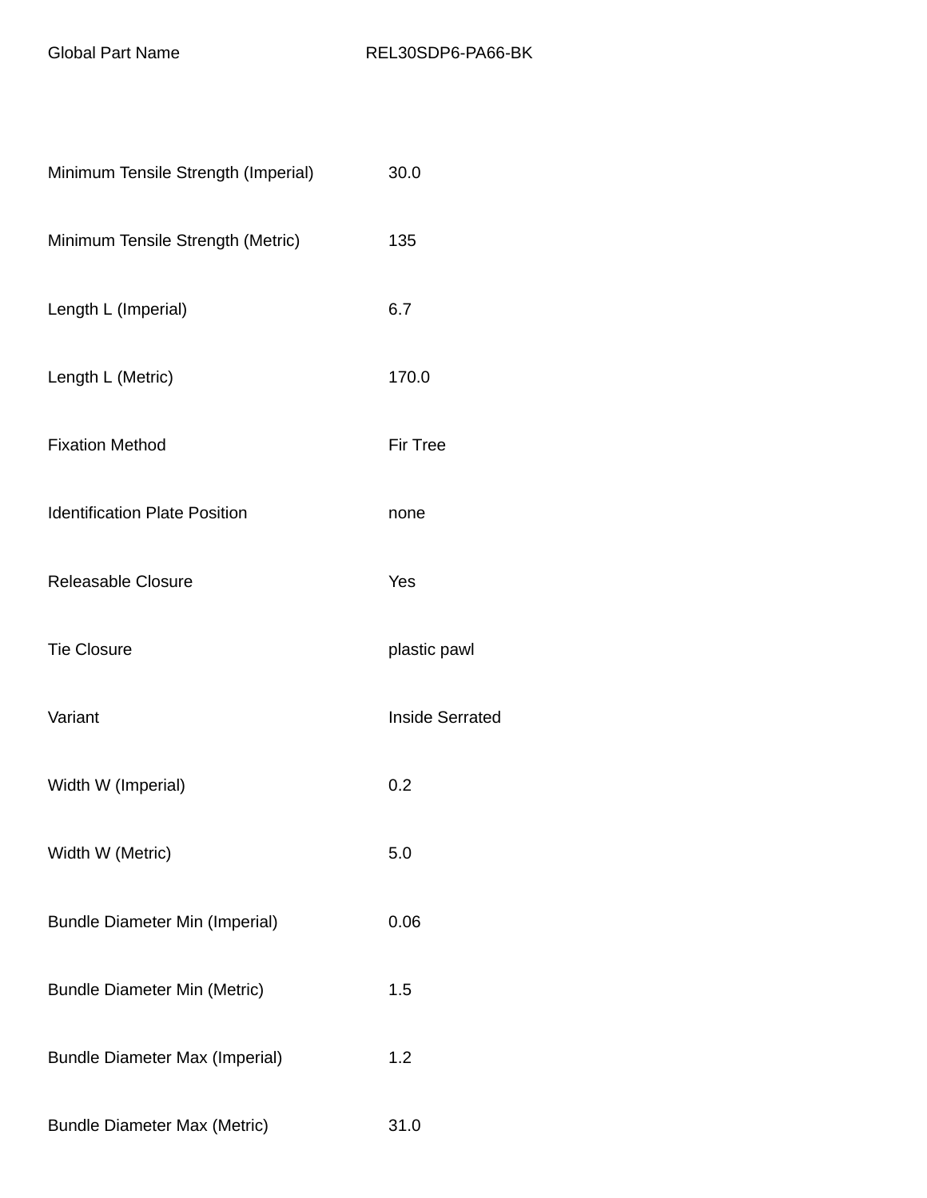| Global Part Name | REL30SDP6-PA66-BK |
| --- | --- |
| Minimum Tensile Strength (Imperial) | 30.0 |
| Minimum Tensile Strength (Metric) | 135 |
| Length L (Imperial) | 6.7 |
| Length L (Metric) | 170.0 |
| Fixation Method | Fir Tree |
| Identification Plate Position | none |
| Releasable Closure | Yes |
| Tie Closure | plastic pawl |
| Variant | Inside Serrated |
| Width W (Imperial) | 0.2 |
| Width W (Metric) | 5.0 |
| Bundle Diameter Min (Imperial) | 0.06 |
| Bundle Diameter Min (Metric) | 1.5 |
| Bundle Diameter Max (Imperial) | 1.2 |
| Bundle Diameter Max (Metric) | 31.0 |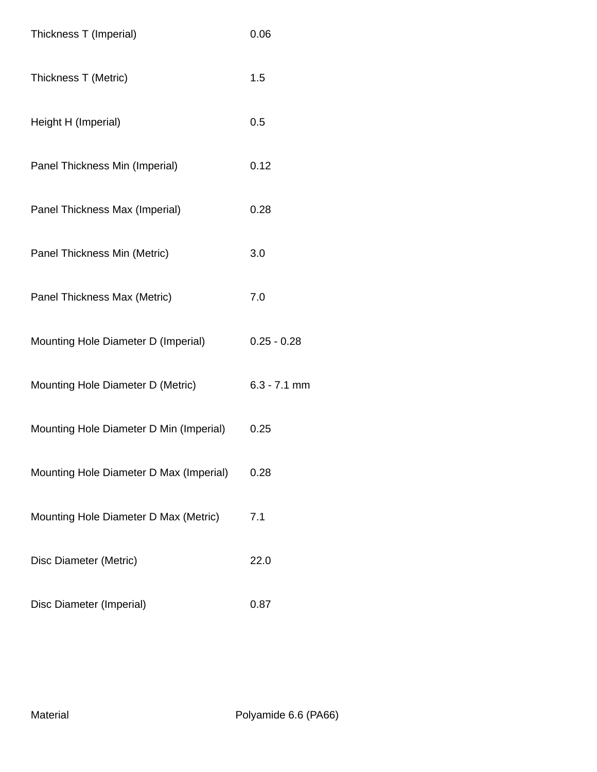| | |
|---|---|
| Thickness T (Imperial) | 0.06 |
| Thickness T (Metric) | 1.5 |
| Height H (Imperial) | 0.5 |
| Panel Thickness Min (Imperial) | 0.12 |
| Panel Thickness Max (Imperial) | 0.28 |
| Panel Thickness Min (Metric) | 3.0 |
| Panel Thickness Max (Metric) | 7.0 |
| Mounting Hole Diameter D (Imperial) | 0.25 - 0.28 |
| Mounting Hole Diameter D (Metric) | 6.3 - 7.1 mm |
| Mounting Hole Diameter D Min (Imperial) | 0.25 |
| Mounting Hole Diameter D Max (Imperial) | 0.28 |
| Mounting Hole Diameter D Max (Metric) | 7.1 |
| Disc Diameter (Metric) | 22.0 |
| Disc Diameter (Imperial) | 0.87 |

| | |
|---|---|
| Material | Polyamide 6.6 (PA66) |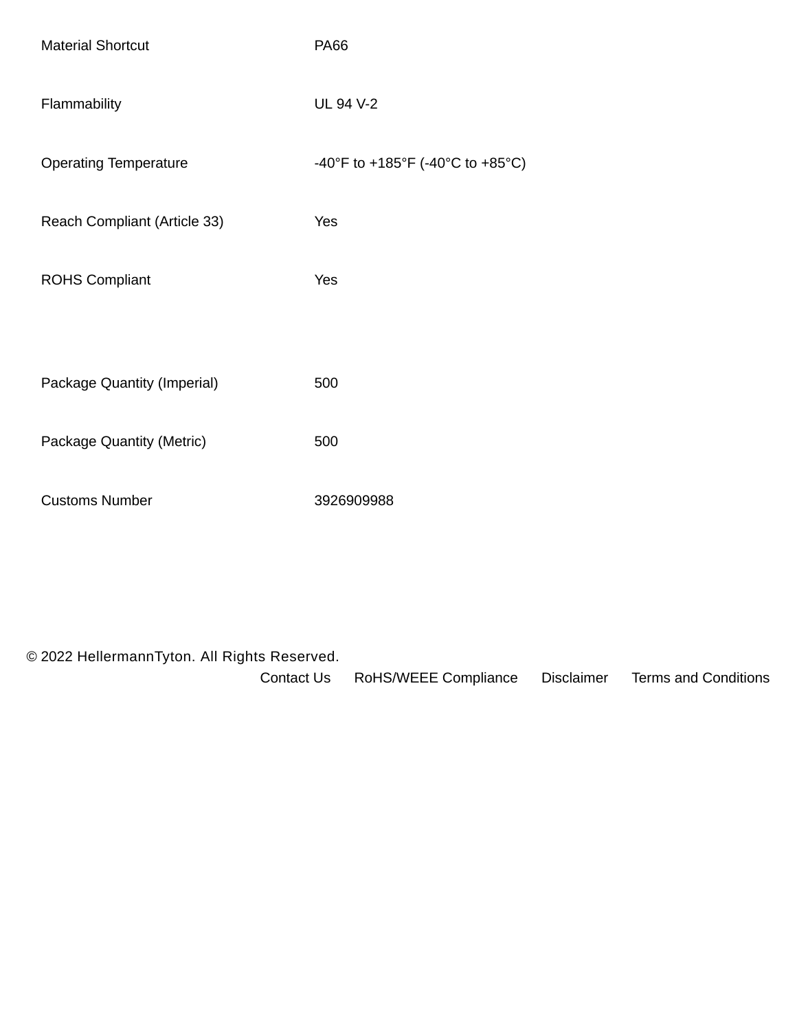| | |
|---|---|
| Material Shortcut | PA66 |
| Flammability | UL 94 V-2 |
| Operating Temperature | -40°F to +185°F (-40°C to +85°C) |
| Reach Compliant (Article 33) | Yes |
| ROHS Compliant | Yes |

| | |
|---|---|
| Package Quantity (Imperial) | 500 |
| Package Quantity (Metric) | 500 |
| Customs Number | 3926909988 |

© 2022 HellermannTyton. All Rights Reserved.

Contact Us RoHS/WEEE Compliance Disclaimer Terms and Conditions